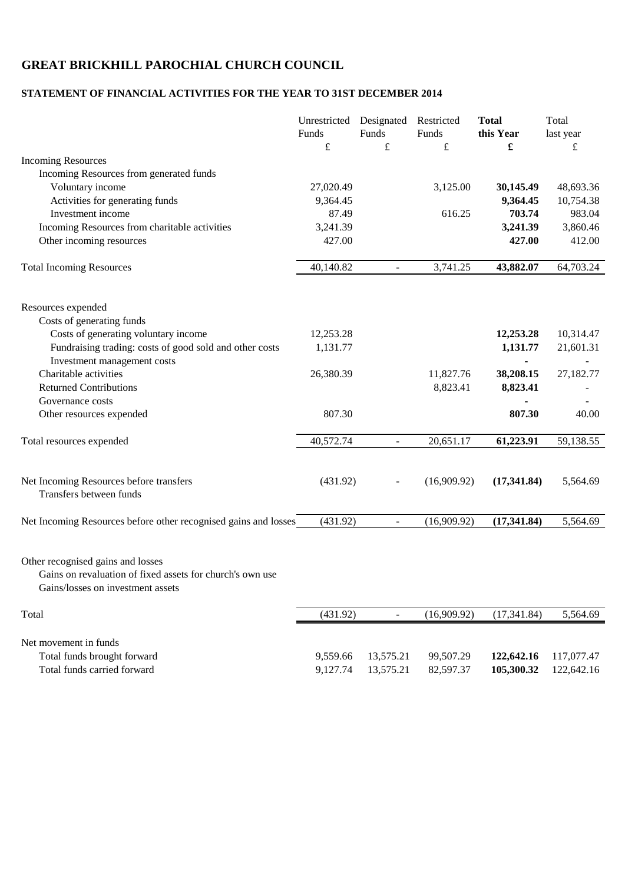# GREAT BRICKHILL PAROCHIAL CHURCH COUNCIL

## STATEMENT OF FINANCIAL ACTIVITIES FOR THE YEAR TO 31ST DECEMBER 2014

| | Unrestricted Funds | Designated Funds | Restricted Funds | **Total this Year** | Total last year |
|---|---|---|---|---|---|
| | £ | £ | £ | **£** | £ |
| Incoming Resources | | | | | |
| Incoming Resources from generated funds | | | | | |
| Voluntary income | 27,020.49 | | 3,125.00 | **30,145.49** | 48,693.36 |
| Activities for generating funds | 9,364.45 | | | **9,364.45** | 10,754.38 |
| Investment income | 87.49 | | 616.25 | **703.74** | 983.04 |
| Incoming Resources from charitable activities | 3,241.39 | | | **3,241.39** | 3,860.46 |
| Other incoming resources | 427.00 | | | **427.00** | 412.00 |
| Total Incoming Resources | 40,140.82 | - | 3,741.25 | **43,882.07** | 64,703.24 |
| Resources expended | | | | | |
| Costs of generating funds | | | | | |
| Costs of generating voluntary income | 12,253.28 | | | **12,253.28** | 10,314.47 |
| Fundraising trading: costs of good sold and other costs | 1,131.77 | | | **1,131.77** | 21,601.31 |
| Investment management costs | | | | **-** | - |
| Charitable activities | 26,380.39 | | 11,827.76 | **38,208.15** | 27,182.77 |
| Returned Contributions | | | 8,823.41 | **8,823.41** | - |
| Governance costs | | | | **-** | - |
| Other resources expended | 807.30 | | | **807.30** | 40.00 |
| Total resources expended | 40,572.74 | - | 20,651.17 | **61,223.91** | 59,138.55 |
| Net Incoming Resources before transfers | (431.92) | - | (16,909.92) | **(17,341.84)** | 5,564.69 |
| Transfers between funds | | | | | |
| Net Incoming Resources before other recognised gains and losses | (431.92) | - | (16,909.92) | **(17,341.84)** | 5,564.69 |
| Other recognised gains and losses | | | | | |
| Gains on revaluation of fixed assets for church's own use | | | | | |
| Gains/losses on investment assets | | | | | |
| Total | (431.92) | - | (16,909.92) | (17,341.84) | 5,564.69 |
| Net movement in funds | | | | | |
| Total funds brought forward | 9,559.66 | 13,575.21 | 99,507.29 | **122,642.16** | 117,077.47 |
| Total funds carried forward | 9,127.74 | 13,575.21 | 82,597.37 | **105,300.32** | 122,642.16 |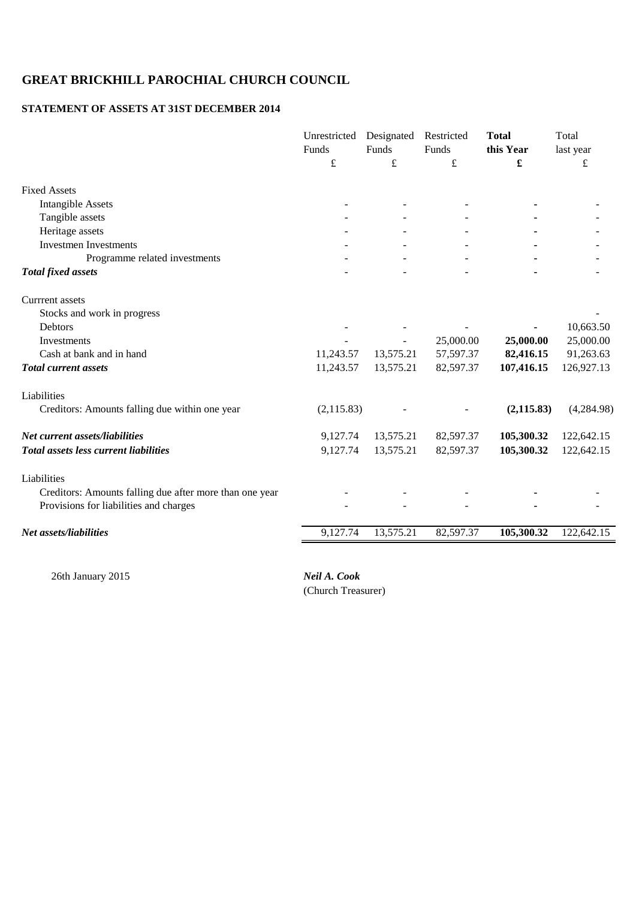# GREAT BRICKHILL PAROCHIAL CHURCH COUNCIL

## STATEMENT OF ASSETS AT 31ST DECEMBER 2014

| | Unrestricted Funds £ | Designated Funds £ | Restricted Funds £ | **Total this Year £** | Total last year £ |
|---|---|---|---|---|---|
| Fixed Assets | | | | | |
| Intangible Assets | - | - | - | - | - |
| Tangible assets | - | - | - | - | - |
| Heritage assets | - | - | - | - | - |
| Investmen Investments | - | - | - | - | - |
| Programme related investments | - | - | - | - | - |
| ***Total fixed assets*** | - | - | - | - | - |
| Currrent assets | | | | | |
| Stocks and work in progress | | | | | - |
| Debtors | - | - | - | - | 10,663.50 |
| Investments | - | - | 25,000.00 | **25,000.00** | 25,000.00 |
| Cash at bank and in hand | 11,243.57 | 13,575.21 | 57,597.37 | **82,416.15** | 91,263.63 |
| ***Total current assets*** | 11,243.57 | 13,575.21 | 82,597.37 | **107,416.15** | 126,927.13 |
| Liabilities | | | | | |
| Creditors: Amounts falling due within one year | (2,115.83) | - | - | **(2,115.83)** | (4,284.98) |
| ***Net current assets/liabilities*** | 9,127.74 | 13,575.21 | 82,597.37 | **105,300.32** | 122,642.15 |
| ***Total assets less current liabilities*** | 9,127.74 | 13,575.21 | 82,597.37 | **105,300.32** | 122,642.15 |
| Liabilities | | | | | |
| Creditors: Amounts falling due after more than one year | - | - | - | - | - |
| Provisions for liabilities and charges | - | - | - | - | - |
| ***Net assets/liabilities*** | 9,127.74 | 13,575.21 | 82,597.37 | **105,300.32** | 122,642.15 |

26th January 2015

***Neil A. Cook***
(Church Treasurer)